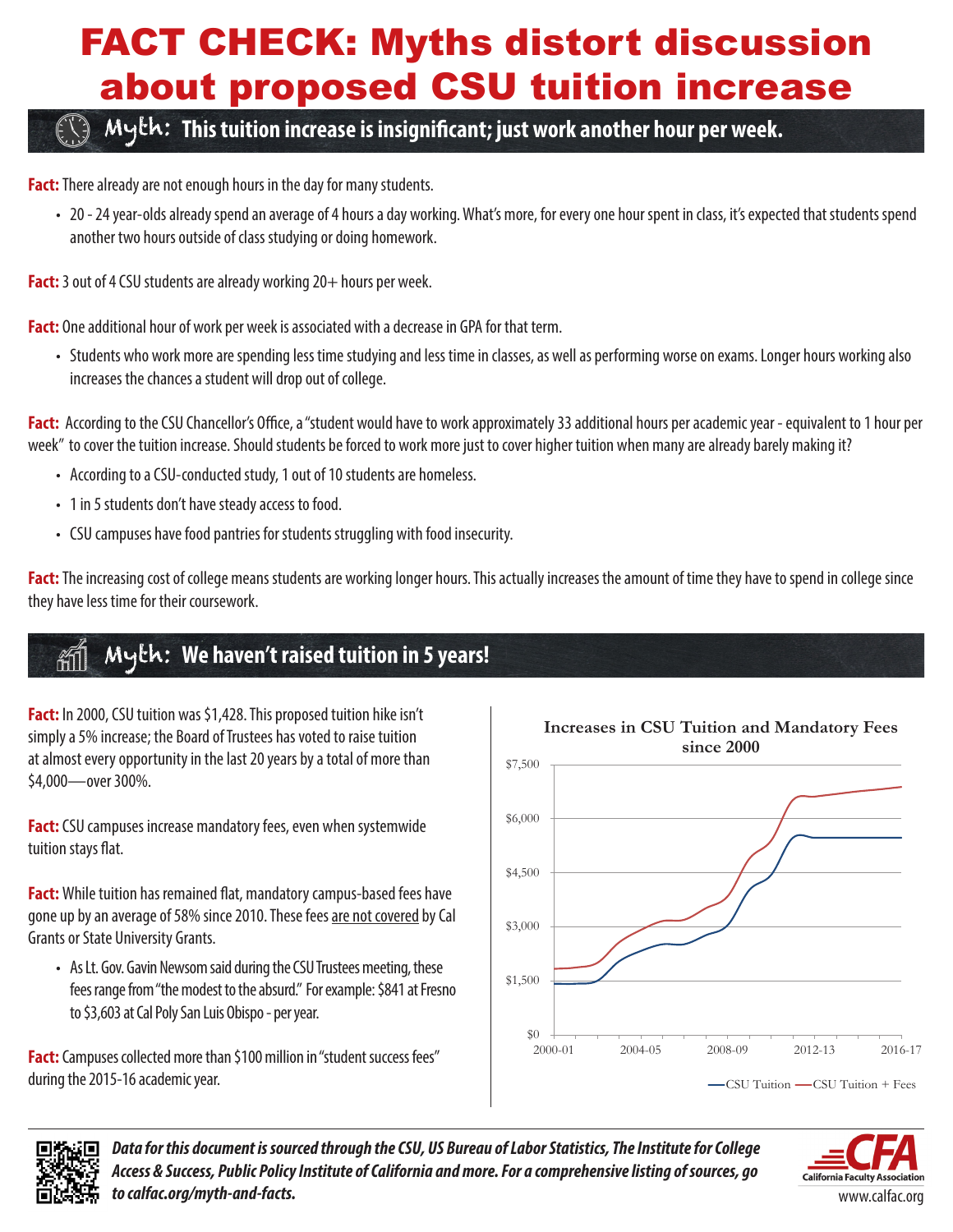# FACT CHECK: Myths distort discussion about proposed CSU tuition increase

## Myth: This tuition increase is insignificant; just work another hour per week.

**Fact:** There already are not enough hours in the day for many students.

- 20 - 24 year-olds already spend an average of 4 hours a day working. What's more, for every one hour spent in class, it's expected that students spend another two hours outside of class studying or doing homework.

**Fact:** 3 out of 4 CSU students are already working 20+ hours per week.

**Fact:** One additional hour of work per week is associated with a decrease in GPA for that term.

- Students who work more are spending less time studying and less time in classes, as well as performing worse on exams. Longer hours working also increases the chances a student will drop out of college.

**Fact:** According to the CSU Chancellor's Office, a "student would have to work approximately 33 additional hours per academic year - equivalent to 1 hour per week" to cover the tuition increase. Should students be forced to work more just to cover higher tuition when many are already barely making it?

- According to a CSU-conducted study, 1 out of 10 students are homeless.
- 1 in 5 students don't have steady access to food.
- CSU campuses have food pantries for students struggling with food insecurity.

**Fact:** The increasing cost of college means students are working longer hours. This actually increases the amount of time they have to spend in college since they have less time for their coursework.

## Myth: We haven't raised tuition in 5 years!

**Fact:** In 2000, CSU tuition was $1,428. This proposed tuition hike isn't simply a 5% increase; the Board of Trustees has voted to raise tuition at almost every opportunity in the last 20 years by a total of more than $4,000—over 300%.

**Fact:** CSU campuses increase mandatory fees, even when systemwide tuition stays flat.

**Fact:** While tuition has remained flat, mandatory campus-based fees have gone up by an average of 58% since 2010. These fees are not covered by Cal Grants or State University Grants.

- As Lt. Gov. Gavin Newsom said during the CSU Trustees meeting, these fees range from "the modest to the absurd." For example: $841 at Fresno to $3,603 at Cal Poly San Luis Obispo - per year.

**Fact:** Campuses collected more than $100 million in "student success fees" during the 2015-16 academic year.

**Increases in CSU Tuition and Mandatory Fees since 2000**

(Chart: y-axis $0 to $7,500; x-axis 2000-01, 2004-05, 2008-09, 2012-13, 2016-17; series: CSU Tuition, CSU Tuition + Fees)

*Data for this document is sourced through the CSU, US Bureau of Labor Statistics, The Institute for College Access & Success, Public Policy Institute of California and more. For a comprehensive listing of sources, go to calfac.org/myth-and-facts.*

CFA California Faculty Association
www.calfac.org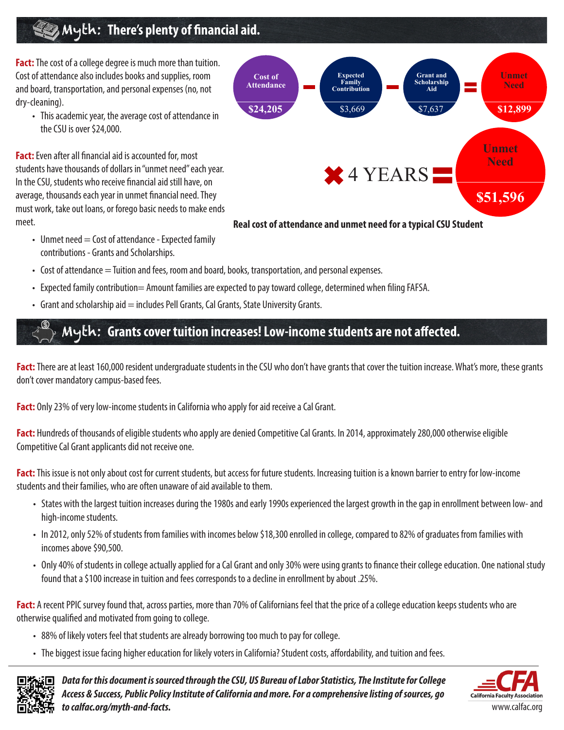## Myth: There's plenty of financial aid.

**Fact:** The cost of a college degree is much more than tuition. Cost of attendance also includes books and supplies, room and board, transportation, and personal expenses (no, not dry-cleaning).

- This academic year, the average cost of attendance in the CSU is over $24,000.

**Fact:** Even after all financial aid is accounted for, most students have thousands of dollars in "unmet need" each year. In the CSU, students who receive financial aid still have, on average, thousands each year in unmet financial need. They must work, take out loans, or forego basic needs to make ends meet.

Cost of Attendance $24,205 − Expected Family Contribution $3,669 − Grant and Scholarship Aid $7,637 = Unmet Need $12,899

× 4 YEARS = Unmet Need $51,596

**Real cost of attendance and unmet need for a typical CSU Student**

- Unmet need = Cost of attendance - Expected family contributions - Grants and Scholarships.
- Cost of attendance = Tuition and fees, room and board, books, transportation, and personal expenses.
- Expected family contribution= Amount families are expected to pay toward college, determined when filing FAFSA.
- Grant and scholarship aid = includes Pell Grants, Cal Grants, State University Grants.

## Myth: Grants cover tuition increases! Low-income students are not affected.

**Fact:** There are at least 160,000 resident undergraduate students in the CSU who don't have grants that cover the tuition increase. What's more, these grants don't cover mandatory campus-based fees.

**Fact:** Only 23% of very low-income students in California who apply for aid receive a Cal Grant.

**Fact:** Hundreds of thousands of eligible students who apply are denied Competitive Cal Grants. In 2014, approximately 280,000 otherwise eligible Competitive Cal Grant applicants did not receive one.

**Fact:** This issue is not only about cost for current students, but access for future students. Increasing tuition is a known barrier to entry for low-income students and their families, who are often unaware of aid available to them.

- States with the largest tuition increases during the 1980s and early 1990s experienced the largest growth in the gap in enrollment between low- and high-income students.
- In 2012, only 52% of students from families with incomes below $18,300 enrolled in college, compared to 82% of graduates from families with incomes above $90,500.
- Only 40% of students in college actually applied for a Cal Grant and only 30% were using grants to finance their college education. One national study found that a $100 increase in tuition and fees corresponds to a decline in enrollment by about .25%.

**Fact:** A recent PPIC survey found that, across parties, more than 70% of Californians feel that the price of a college education keeps students who are otherwise qualified and motivated from going to college.

- 88% of likely voters feel that students are already borrowing too much to pay for college.
- The biggest issue facing higher education for likely voters in California? Student costs, affordability, and tuition and fees.

***Data for this document is sourced through the CSU, US Bureau of Labor Statistics, The Institute for College Access & Success, Public Policy Institute of California and more. For a comprehensive listing of sources, go to calfac.org/myth-and-facts.***

CFA California Faculty Association
www.calfac.org